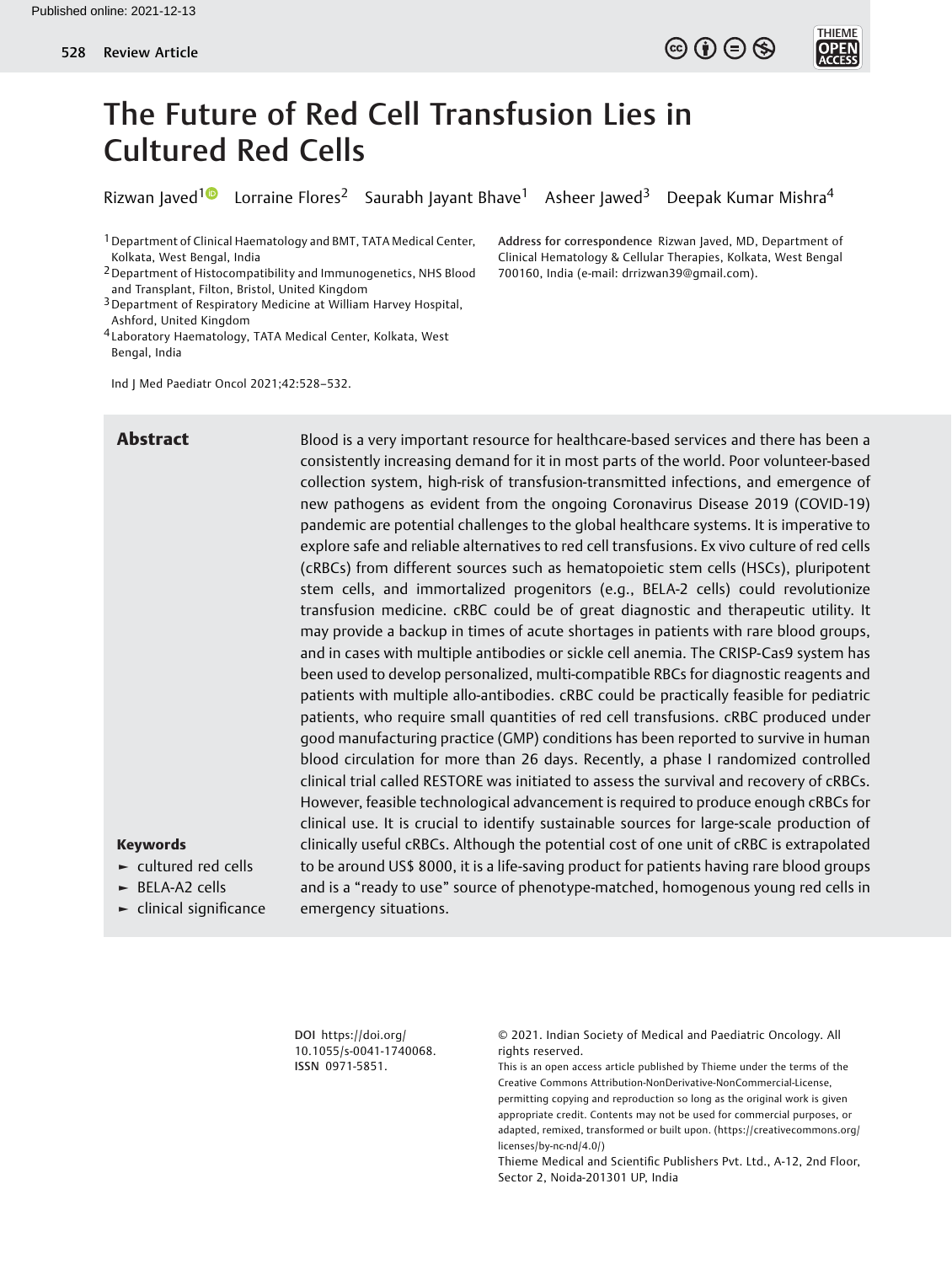# The Future of Red Cell Transfusion Lies in Cultured Red Cells

Rizwan Javed[1] Lorraine Flores[2] Saurabh Jayant Bhave[1] Asheer Jawed[3] Deepak Kumar Mishra[4]

[1] Department of Clinical Haematology and BMT, TATA Medical Center, Kolkata, West Bengal, India
[2] Department of Histocompatibility and Immunogenetics, NHS Blood and Transplant, Filton, Bristol, United Kingdom
[3] Department of Respiratory Medicine at William Harvey Hospital, Ashford, United Kingdom
[4] Laboratory Haematology, TATA Medical Center, Kolkata, West Bengal, India

Ind J Med Paediatr Oncol 2021;42:528–532.

**Address for correspondence** Rizwan Javed, MD, Department of Clinical Hematology & Cellular Therapies, Kolkata, West Bengal 700160, India (e-mail: drrizwan39@gmail.com).

## Abstract

Blood is a very important resource for healthcare-based services and there has been a consistently increasing demand for it in most parts of the world. Poor volunteer-based collection system, high-risk of transfusion-transmitted infections, and emergence of new pathogens as evident from the ongoing Coronavirus Disease 2019 (COVID-19) pandemic are potential challenges to the global healthcare systems. It is imperative to explore safe and reliable alternatives to red cell transfusions. Ex vivo culture of red cells (cRBCs) from different sources such as hematopoietic stem cells (HSCs), pluripotent stem cells, and immortalized progenitors (e.g., BELA-2 cells) could revolutionize transfusion medicine. cRBC could be of great diagnostic and therapeutic utility. It may provide a backup in times of acute shortages in patients with rare blood groups, and in cases with multiple antibodies or sickle cell anemia. The CRISP-Cas9 system has been used to develop personalized, multi-compatible RBCs for diagnostic reagents and patients with multiple allo-antibodies. cRBC could be practically feasible for pediatric patients, who require small quantities of red cell transfusions. cRBC produced under good manufacturing practice (GMP) conditions has been reported to survive in human blood circulation for more than 26 days. Recently, a phase I randomized controlled clinical trial called RESTORE was initiated to assess the survival and recovery of cRBCs. However, feasible technological advancement is required to produce enough cRBCs for clinical use. It is crucial to identify sustainable sources for large-scale production of clinically useful cRBCs. Although the potential cost of one unit of cRBC is extrapolated to be around US$ 8000, it is a life-saving product for patients having rare blood groups and is a "ready to use" source of phenotype-matched, homogenous young red cells in emergency situations.

### Keywords

- cultured red cells
- BELA-A2 cells
- clinical significance

**DOI** https://doi.org/10.1055/s-0041-1740068.
**ISSN** 0971-5851.

© 2021. Indian Society of Medical and Paediatric Oncology. All rights reserved.
This is an open access article published by Thieme under the terms of the Creative Commons Attribution-NonDerivative-NonCommercial-License, permitting copying and reproduction so long as the original work is given appropriate credit. Contents may not be used for commercial purposes, or adapted, remixed, transformed or built upon. (https://creativecommons.org/licenses/by-nc-nd/4.0/)
Thieme Medical and Scientific Publishers Pvt. Ltd., A-12, 2nd Floor, Sector 2, Noida-201301 UP, India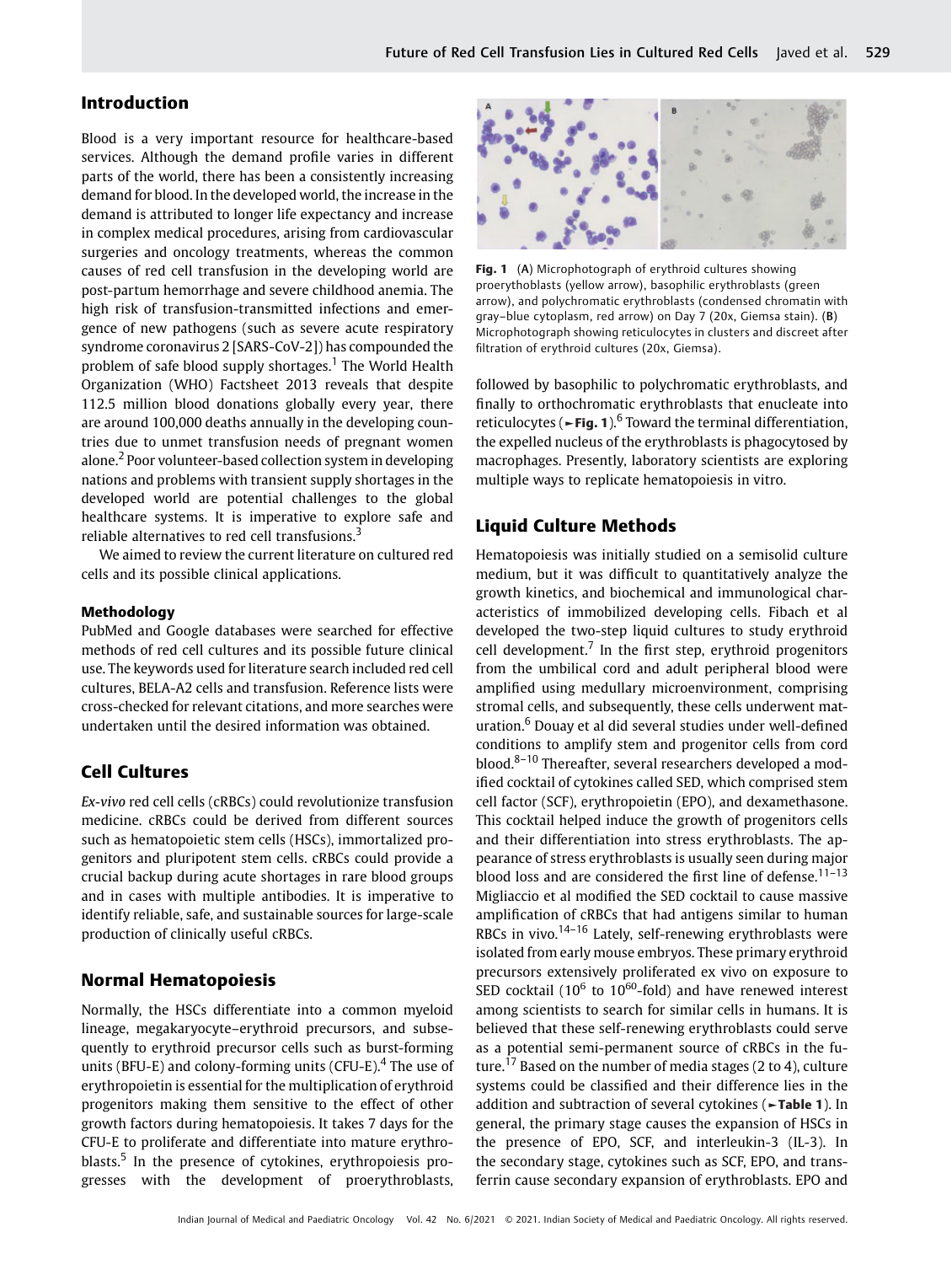## Introduction

Blood is a very important resource for healthcare-based services. Although the demand profile varies in different parts of the world, there has been a consistently increasing demand for blood. In the developed world, the increase in the demand is attributed to longer life expectancy and increase in complex medical procedures, arising from cardiovascular surgeries and oncology treatments, whereas the common causes of red cell transfusion in the developing world are post-partum hemorrhage and severe childhood anemia. The high risk of transfusion-transmitted infections and emergence of new pathogens (such as severe acute respiratory syndrome coronavirus 2 [SARS-CoV-2]) has compounded the problem of safe blood supply shortages.[1] The World Health Organization (WHO) Factsheet 2013 reveals that despite 112.5 million blood donations globally every year, there are around 100,000 deaths annually in the developing countries due to unmet transfusion needs of pregnant women alone.[2] Poor volunteer-based collection system in developing nations and problems with transient supply shortages in the developed world are potential challenges to the global healthcare systems. It is imperative to explore safe and reliable alternatives to red cell transfusions.[3]

We aimed to review the current literature on cultured red cells and its possible clinical applications.

### Methodology

PubMed and Google databases were searched for effective methods of red cell cultures and its possible future clinical use. The keywords used for literature search included red cell cultures, BELA-A2 cells and transfusion. Reference lists were cross-checked for relevant citations, and more searches were undertaken until the desired information was obtained.

## Cell Cultures

*Ex-vivo* red cell cells (cRBCs) could revolutionize transfusion medicine. cRBCs could be derived from different sources such as hematopoietic stem cells (HSCs), immortalized progenitors and pluripotent stem cells. cRBCs could provide a crucial backup during acute shortages in rare blood groups and in cases with multiple antibodies. It is imperative to identify reliable, safe, and sustainable sources for large-scale production of clinically useful cRBCs.

## Normal Hematopoiesis

Normally, the HSCs differentiate into a common myeloid lineage, megakaryocyte–erythroid precursors, and subsequently to erythroid precursor cells such as burst-forming units (BFU-E) and colony-forming units (CFU-E).[4] The use of erythropoietin is essential for the multiplication of erythroid progenitors making them sensitive to the effect of other growth factors during hematopoiesis. It takes 7 days for the CFU-E to proliferate and differentiate into mature erythroblasts.[5] In the presence of cytokines, erythropoiesis progresses with the development of proerythroblasts, followed by basophilic to polychromatic erythroblasts, and finally to orthochromatic erythroblasts that enucleate into reticulocytes (►Fig. 1).[6] Toward the terminal differentiation, the expelled nucleus of the erythroblasts is phagocytosed by macrophages. Presently, laboratory scientists are exploring multiple ways to replicate hematopoiesis in vitro.

**Fig. 1** (A) Microphotograph of erythroid cultures showing proerythoblasts (yellow arrow), basophilic erythroblasts (green arrow), and polychromatic erythroblasts (condensed chromatin with gray–blue cytoplasm, red arrow) on Day 7 (20x, Giemsa stain). (B) Microphotograph showing reticulocytes in clusters and discreet after filtration of erythroid cultures (20x, Giemsa).

## Liquid Culture Methods

Hematopoiesis was initially studied on a semisolid culture medium, but it was difficult to quantitatively analyze the growth kinetics, and biochemical and immunological characteristics of immobilized developing cells. Fibach et al developed the two-step liquid cultures to study erythroid cell development.[7] In the first step, erythroid progenitors from the umbilical cord and adult peripheral blood were amplified using medullary microenvironment, comprising stromal cells, and subsequently, these cells underwent maturation.[6] Douay et al did several studies under well-defined conditions to amplify stem and progenitor cells from cord blood.[8–10] Thereafter, several researchers developed a modified cocktail of cytokines called SED, which comprised stem cell factor (SCF), erythropoietin (EPO), and dexamethasone. This cocktail helped induce the growth of progenitors cells and their differentiation into stress erythroblasts. The appearance of stress erythroblasts is usually seen during major blood loss and are considered the first line of defense.[11–13] Migliaccio et al modified the SED cocktail to cause massive amplification of cRBCs that had antigens similar to human RBCs in vivo.[14–16] Lately, self-renewing erythroblasts were isolated from early mouse embryos. These primary erythroid precursors extensively proliferated ex vivo on exposure to SED cocktail ($10^6$ to $10^{60}$-fold) and have renewed interest among scientists to search for similar cells in humans. It is believed that these self-renewing erythroblasts could serve as a potential semi-permanent source of cRBCs in the future.[17] Based on the number of media stages (2 to 4), culture systems could be classified and their difference lies in the addition and subtraction of several cytokines (►Table 1). In general, the primary stage causes the expansion of HSCs in the presence of EPO, SCF, and interleukin-3 (IL-3). In the secondary stage, cytokines such as SCF, EPO, and transferrin cause secondary expansion of erythroblasts. EPO and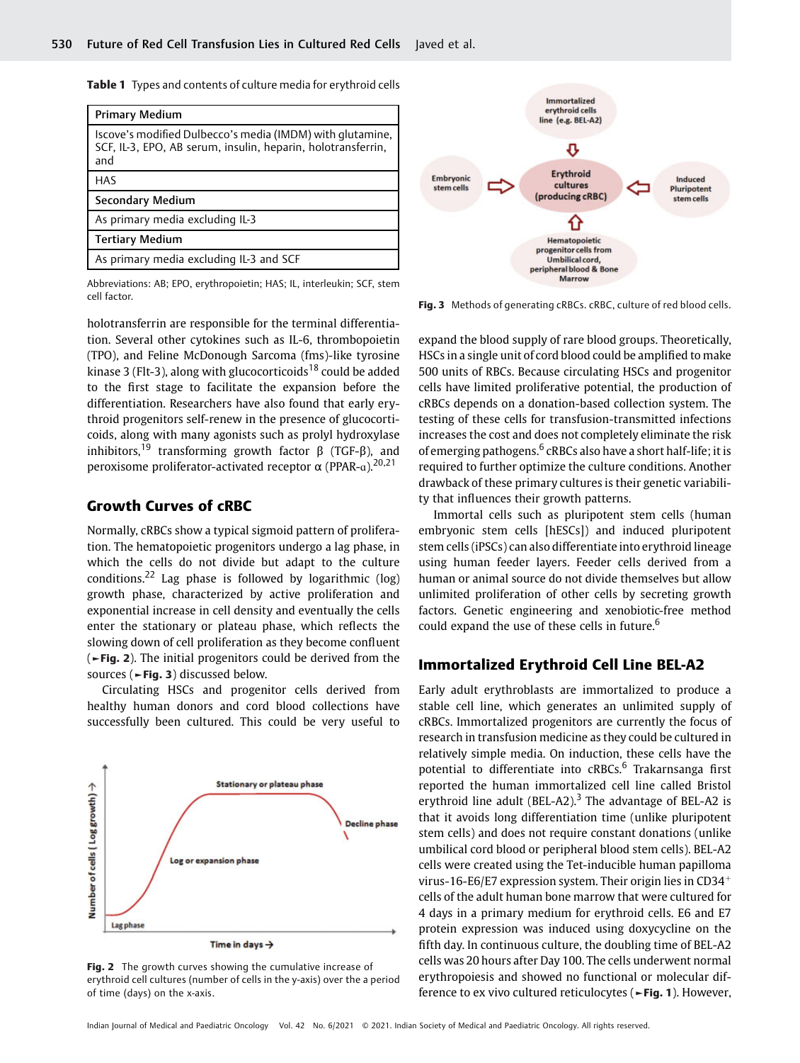**Table 1** Types and contents of culture media for erythroid cells

| Primary Medium |
|---|
| Iscove's modified Dulbecco's media (IMDM) with glutamine, SCF, IL-3, EPO, AB serum, insulin, heparin, holotransferrin, and |
| HAS |
| **Secondary Medium** |
| As primary media excluding IL-3 |
| **Tertiary Medium** |
| As primary media excluding IL-3 and SCF |

Abbreviations: AB; EPO, erythropoietin; HAS; IL, interleukin; SCF, stem cell factor.

holotransferrin are responsible for the terminal differentiation. Several other cytokines such as IL-6, thrombopoietin (TPO), and Feline McDonough Sarcoma (fms)-like tyrosine kinase 3 (Flt-3), along with glucocorticoids[18] could be added to the first stage to facilitate the expansion before the differentiation. Researchers have also found that early erythroid progenitors self-renew in the presence of glucocorticoids, along with many agonists such as prolyl hydroxylase inhibitors,[19] transforming growth factor β (TGF-β), and peroxisome proliferator-activated receptor α (PPAR-α).[20,21]

## Growth Curves of cRBC

Normally, cRBCs show a typical sigmoid pattern of proliferation. The hematopoietic progenitors undergo a lag phase, in which the cells do not divide but adapt to the culture conditions.[22] Lag phase is followed by logarithmic (log) growth phase, characterized by active proliferation and exponential increase in cell density and eventually the cells enter the stationary or plateau phase, which reflects the slowing down of cell proliferation as they become confluent (►**Fig. 2**). The initial progenitors could be derived from the sources (►**Fig. 3**) discussed below.

Circulating HSCs and progenitor cells derived from healthy human donors and cord blood collections have successfully been cultured. This could be very useful to expand the blood supply of rare blood groups. Theoretically, HSCs in a single unit of cord blood could be amplified to make 500 units of RBCs. Because circulating HSCs and progenitor cells have limited proliferative potential, the production of cRBCs depends on a donation-based collection system. The testing of these cells for transfusion-transmitted infections increases the cost and does not completely eliminate the risk of emerging pathogens.[6] cRBCs also have a short half-life; it is required to further optimize the culture conditions. Another drawback of these primary cultures is their genetic variability that influences their growth patterns.

Immortal cells such as pluripotent stem cells (human embryonic stem cells [hESCs]) and induced pluripotent stem cells (iPSCs) can also differentiate into erythroid lineage using human feeder layers. Feeder cells derived from a human or animal source do not divide themselves but allow unlimited proliferation of other cells by secreting growth factors. Genetic engineering and xenobiotic-free method could expand the use of these cells in future.[6]

**Fig. 2** The growth curves showing the cumulative increase of erythroid cell cultures (number of cells in the y-axis) over the a period of time (days) on the x-axis.

**Fig. 3** Methods of generating cRBCs. cRBC, culture of red blood cells.

## Immortalized Erythroid Cell Line BEL-A2

Early adult erythroblasts are immortalized to produce a stable cell line, which generates an unlimited supply of cRBCs. Immortalized progenitors are currently the focus of research in transfusion medicine as they could be cultured in relatively simple media. On induction, these cells have the potential to differentiate into cRBCs.[6] Trakarnsanga first reported the human immortalized cell line called Bristol erythroid line adult (BEL-A2).[3] The advantage of BEL-A2 is that it avoids long differentiation time (unlike pluripotent stem cells) and does not require constant donations (unlike umbilical cord blood or peripheral blood stem cells). BEL-A2 cells were created using the Tet-inducible human papilloma virus-16-E6/E7 expression system. Their origin lies in $CD34^{+}$ cells of the adult human bone marrow that were cultured for 4 days in a primary medium for erythroid cells. E6 and E7 protein expression was induced using doxycycline on the fifth day. In continuous culture, the doubling time of BEL-A2 cells was 20 hours after Day 100. The cells underwent normal erythropoiesis and showed no functional or molecular difference to ex vivo cultured reticulocytes (►**Fig. 1**). However,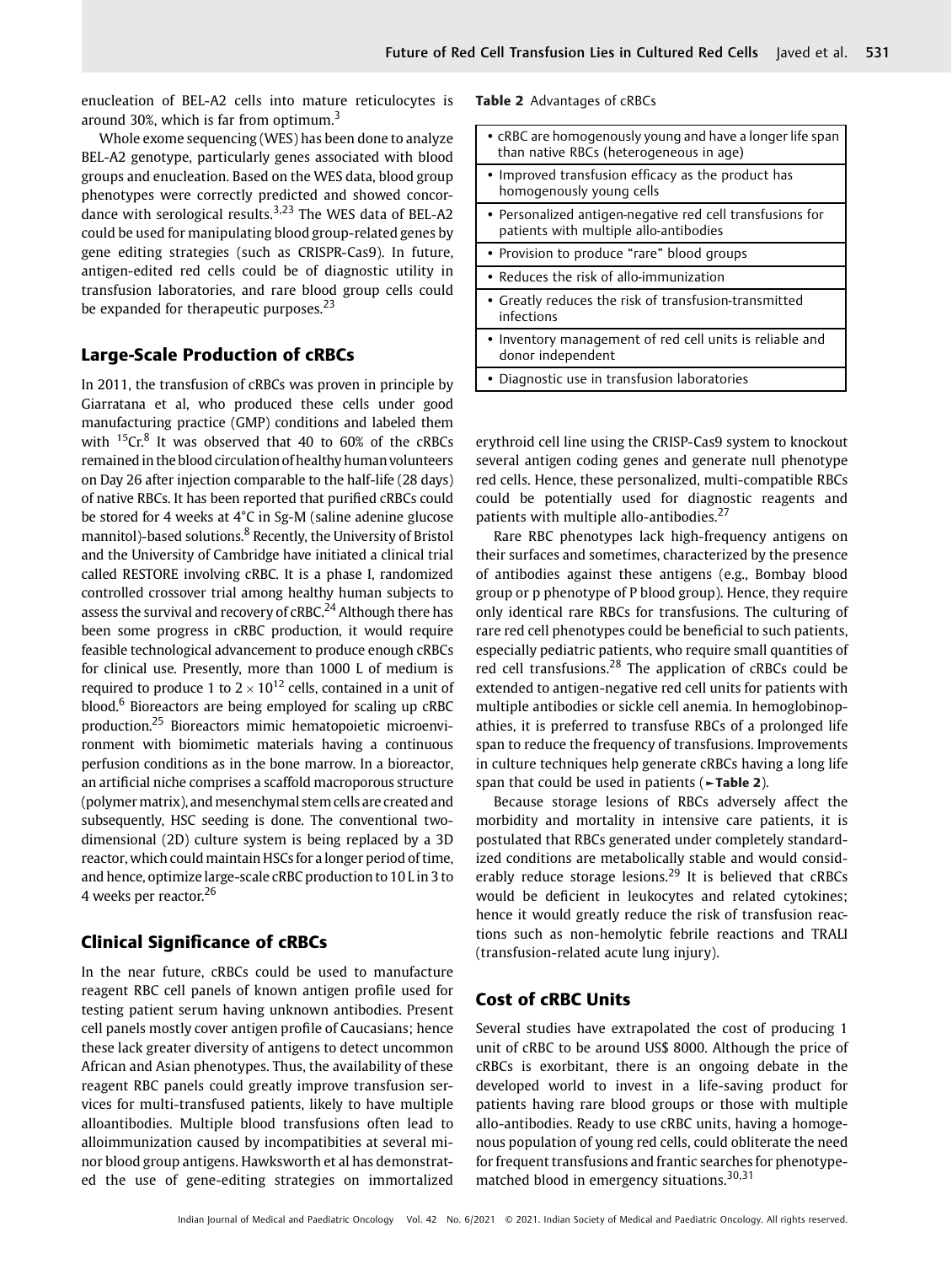enucleation of BEL-A2 cells into mature reticulocytes is around 30%, which is far from optimum.[3]

Whole exome sequencing (WES) has been done to analyze BEL-A2 genotype, particularly genes associated with blood groups and enucleation. Based on the WES data, blood group phenotypes were correctly predicted and showed concordance with serological results.[3,23] The WES data of BEL-A2 could be used for manipulating blood group-related genes by gene editing strategies (such as CRISPR-Cas9). In future, antigen-edited red cells could be of diagnostic utility in transfusion laboratories, and rare blood group cells could be expanded for therapeutic purposes.[23]

## Large-Scale Production of cRBCs

In 2011, the transfusion of cRBCs was proven in principle by Giarratana et al, who produced these cells under good manufacturing practice (GMP) conditions and labeled them with $^{15}Cr$.[8] It was observed that 40 to 60% of the cRBCs remained in the blood circulation of healthy human volunteers on Day 26 after injection comparable to the half-life (28 days) of native RBCs. It has been reported that purified cRBCs could be stored for 4 weeks at 4°C in Sg-M (saline adenine glucose mannitol)-based solutions.[8] Recently, the University of Bristol and the University of Cambridge have initiated a clinical trial called RESTORE involving cRBC. It is a phase I, randomized controlled crossover trial among healthy human subjects to assess the survival and recovery of cRBC.[24] Although there has been some progress in cRBC production, it would require feasible technological advancement to produce enough cRBCs for clinical use. Presently, more than 1000 L of medium is required to produce 1 to $2 \times 10^{12}$ cells, contained in a unit of blood.[6] Bioreactors are being employed for scaling up cRBC production.[25] Bioreactors mimic hematopoietic microenvironment with biomimetic materials having a continuous perfusion conditions as in the bone marrow. In a bioreactor, an artificial niche comprises a scaffold macroporous structure (polymer matrix), and mesenchymal stem cells are created and subsequently, HSC seeding is done. The conventional two-dimensional (2D) culture system is being replaced by a 3D reactor, which could maintain HSCs for a longer period of time, and hence, optimize large-scale cRBC production to 10 L in 3 to 4 weeks per reactor.[26]

## Clinical Significance of cRBCs

In the near future, cRBCs could be used to manufacture reagent RBC cell panels of known antigen profile used for testing patient serum having unknown antibodies. Present cell panels mostly cover antigen profile of Caucasians; hence these lack greater diversity of antigens to detect uncommon African and Asian phenotypes. Thus, the availability of these reagent RBC panels could greatly improve transfusion services for multi-transfused patients, likely to have multiple alloantibodies. Multiple blood transfusions often lead to alloimmunization caused by incompatibities at several minor blood group antigens. Hawksworth et al has demonstrated the use of gene-editing strategies on immortalized erythroid cell line using the CRISP-Cas9 system to knockout several antigen coding genes and generate null phenotype red cells. Hence, these personalized, multi-compatible RBCs could be potentially used for diagnostic reagents and patients with multiple allo-antibodies.[27]

Rare RBC phenotypes lack high-frequency antigens on their surfaces and sometimes, characterized by the presence of antibodies against these antigens (e.g., Bombay blood group or p phenotype of P blood group). Hence, they require only identical rare RBCs for transfusions. The culturing of rare red cell phenotypes could be beneficial to such patients, especially pediatric patients, who require small quantities of red cell transfusions.[28] The application of cRBCs could be extended to antigen-negative red cell units for patients with multiple antibodies or sickle cell anemia. In hemoglobinopathies, it is preferred to transfuse RBCs of a prolonged life span to reduce the frequency of transfusions. Improvements in culture techniques help generate cRBCs having a long life span that could be used in patients (►**Table 2**).

**Table 2** Advantages of cRBCs

| Advantages of cRBCs |
|---|
| • cRBC are homogenously young and have a longer life span than native RBCs (heterogeneous in age) |
| • Improved transfusion efficacy as the product has homogenously young cells |
| • Personalized antigen-negative red cell transfusions for patients with multiple allo-antibodies |
| • Provision to produce "rare" blood groups |
| • Reduces the risk of allo-immunization |
| • Greatly reduces the risk of transfusion-transmitted infections |
| • Inventory management of red cell units is reliable and donor independent |
| • Diagnostic use in transfusion laboratories |

Because storage lesions of RBCs adversely affect the morbidity and mortality in intensive care patients, it is postulated that RBCs generated under completely standardized conditions are metabolically stable and would considerably reduce storage lesions.[29] It is believed that cRBCs would be deficient in leukocytes and related cytokines; hence it would greatly reduce the risk of transfusion reactions such as non-hemolytic febrile reactions and TRALI (transfusion-related acute lung injury).

## Cost of cRBC Units

Several studies have extrapolated the cost of producing 1 unit of cRBC to be around US$ 8000. Although the price of cRBCs is exorbitant, there is an ongoing debate in the developed world to invest in a life-saving product for patients having rare blood groups or those with multiple allo-antibodies. Ready to use cRBC units, having a homogenous population of young red cells, could obliterate the need for frequent transfusions and frantic searches for phenotype-matched blood in emergency situations.[30,31]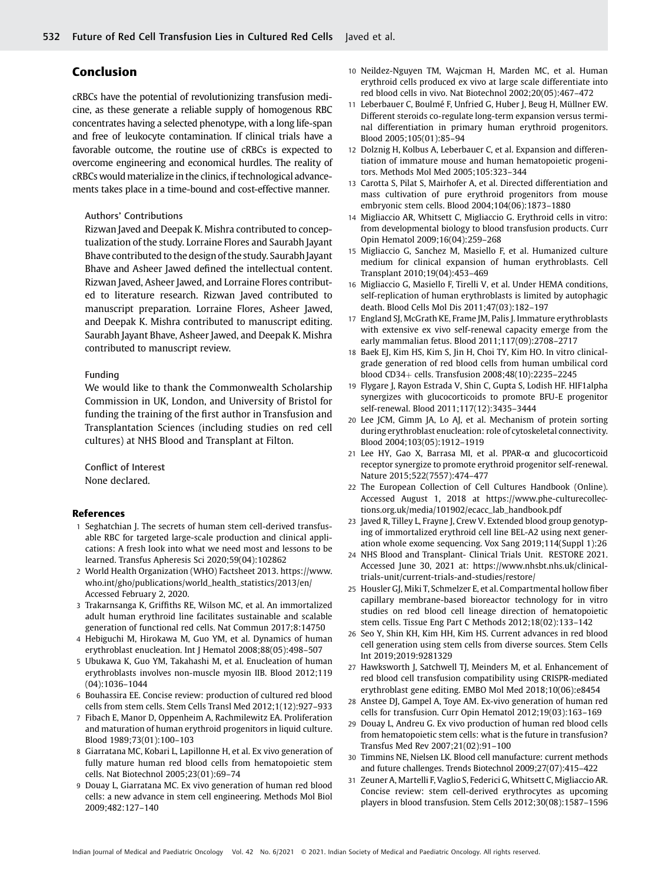## Conclusion

cRBCs have the potential of revolutionizing transfusion medicine, as these generate a reliable supply of homogenous RBC concentrates having a selected phenotype, with a long life-span and free of leukocyte contamination. If clinical trials have a favorable outcome, the routine use of cRBCs is expected to overcome engineering and economical hurdles. The reality of cRBCs would materialize in the clinics, if technological advancements takes place in a time-bound and cost-effective manner.

Authors' Contributions

Rizwan Javed and Deepak K. Mishra contributed to conceptualization of the study. Lorraine Flores and Saurabh Jayant Bhave contributed to the design of the study. Saurabh Jayant Bhave and Asheer Jawed defined the intellectual content. Rizwan Javed, Asheer Jawed, and Lorraine Flores contributed to literature research. Rizwan Javed contributed to manuscript preparation. Lorraine Flores, Asheer Jawed, and Deepak K. Mishra contributed to manuscript editing. Saurabh Jayant Bhave, Asheer Jawed, and Deepak K. Mishra contributed to manuscript review.

Funding

We would like to thank the Commonwealth Scholarship Commission in UK, London, and University of Bristol for funding the training of the first author in Transfusion and Transplantation Sciences (including studies on red cell cultures) at NHS Blood and Transplant at Filton.

Conflict of Interest

None declared.

## References

1. Seghatchian J. The secrets of human stem cell-derived transfusable RBC for targeted large-scale production and clinical applications: A fresh look into what we need most and lessons to be learned. Transfus Apheresis Sci 2020;59(04):102862
2. World Health Organization (WHO) Factsheet 2013. https://www.who.int/gho/publications/world_health_statistics/2013/en/ Accessed February 2, 2020.
3. Trakarnsanga K, Griffiths RE, Wilson MC, et al. An immortalized adult human erythroid line facilitates sustainable and scalable generation of functional red cells. Nat Commun 2017;8:14750
4. Hebiguchi M, Hirokawa M, Guo YM, et al. Dynamics of human erythroblast enucleation. Int J Hematol 2008;88(05):498–507
5. Ubukawa K, Guo YM, Takahashi M, et al. Enucleation of human erythroblasts involves non-muscle myosin IIB. Blood 2012;119(04):1036–1044
6. Bouhassira EE. Concise review: production of cultured red blood cells from stem cells. Stem Cells Transl Med 2012;1(12):927–933
7. Fibach E, Manor D, Oppenheim A, Rachmilewitz EA. Proliferation and maturation of human erythroid progenitors in liquid culture. Blood 1989;73(01):100–103
8. Giarratana MC, Kobari L, Lapillonne H, et al. Ex vivo generation of fully mature human red blood cells from hematopoietic stem cells. Nat Biotechnol 2005;23(01):69–74
9. Douay L, Giarratana MC. Ex vivo generation of human red blood cells: a new advance in stem cell engineering. Methods Mol Biol 2009;482:127–140
10. Neildez-Nguyen TM, Wajcman H, Marden MC, et al. Human erythroid cells produced ex vivo at large scale differentiate into red blood cells in vivo. Nat Biotechnol 2002;20(05):467–472
11. Leberbauer C, Boulmé F, Unfried G, Huber J, Beug H, Müllner EW. Different steroids co-regulate long-term expansion versus terminal differentiation in primary human erythroid progenitors. Blood 2005;105(01):85–94
12. Dolznig H, Kolbus A, Leberbauer C, et al. Expansion and differentiation of immature mouse and human hematopoietic progenitors. Methods Mol Med 2005;105:323–344
13. Carotta S, Pilat S, Mairhofer A, et al. Directed differentiation and mass cultivation of pure erythroid progenitors from mouse embryonic stem cells. Blood 2004;104(06):1873–1880
14. Migliaccio AR, Whitsett C, Migliaccio G. Erythroid cells in vitro: from developmental biology to blood transfusion products. Curr Opin Hematol 2009;16(04):259–268
15. Migliaccio G, Sanchez M, Masiello F, et al. Humanized culture medium for clinical expansion of human erythroblasts. Cell Transplant 2010;19(04):453–469
16. Migliaccio G, Masiello F, Tirelli V, et al. Under HEMA conditions, self-replication of human erythroblasts is limited by autophagic death. Blood Cells Mol Dis 2011;47(03):182–197
17. England SJ, McGrath KE, Frame JM, Palis J. Immature erythroblasts with extensive ex vivo self-renewal capacity emerge from the early mammalian fetus. Blood 2011;117(09):2708–2717
18. Baek EJ, Kim HS, Kim S, Jin H, Choi TY, Kim HO. In vitro clinical-grade generation of red blood cells from human umbilical cord blood CD34+ cells. Transfusion 2008;48(10):2235–2245
19. Flygare J, Rayon Estrada V, Shin C, Gupta S, Lodish HF. HIF1alpha synergizes with glucocorticoids to promote BFU-E progenitor self-renewal. Blood 2011;117(12):3435–3444
20. Lee JCM, Gimm JA, Lo AJ, et al. Mechanism of protein sorting during erythroblast enucleation: role of cytoskeletal connectivity. Blood 2004;103(05):1912–1919
21. Lee HY, Gao X, Barrasa MI, et al. PPAR-α and glucocorticoid receptor synergize to promote erythroid progenitor self-renewal. Nature 2015;522(7557):474–477
22. The European Collection of Cell Cultures Handbook (Online). Accessed August 1, 2018 at https://www.phe-culturecollections.org.uk/media/101902/ecacc_lab_handbook.pdf
23. Javed R, Tilley L, Frayne J, Crew V. Extended blood group genotyping of immortalized erythroid cell line BEL-A2 using next generation whole exome sequencing. Vox Sang 2019;114(Suppl 1):26
24. NHS Blood and Transplant- Clinical Trials Unit. RESTORE 2021. Accessed June 30, 2021 at: https://www.nhsbt.nhs.uk/clinical-trials-unit/current-trials-and-studies/restore/
25. Housler GJ, Miki T, Schmelzer E, et al. Compartmental hollow fiber capillary membrane-based bioreactor technology for in vitro studies on red blood cell lineage direction of hematopoietic stem cells. Tissue Eng Part C Methods 2012;18(02):133–142
26. Seo Y, Shin KH, Kim HH, Kim HS. Current advances in red blood cell generation using stem cells from diverse sources. Stem Cells Int 2019;2019:9281329
27. Hawksworth J, Satchwell TJ, Meinders M, et al. Enhancement of red blood cell transfusion compatibility using CRISPR-mediated erythroblast gene editing. EMBO Mol Med 2018;10(06):e8454
28. Anstee DJ, Gampel A, Toye AM. Ex-vivo generation of human red cells for transfusion. Curr Opin Hematol 2012;19(03):163–169
29. Douay L, Andreu G. Ex vivo production of human red blood cells from hematopoietic stem cells: what is the future in transfusion? Transfus Med Rev 2007;21(02):91–100
30. Timmins NE, Nielsen LK. Blood cell manufacture: current methods and future challenges. Trends Biotechnol 2009;27(07):415–422
31. Zeuner A, Martelli F, Vaglio S, Federici G, Whitsett C, Migliaccio AR. Concise review: stem cell-derived erythrocytes as upcoming players in blood transfusion. Stem Cells 2012;30(08):1587–1596